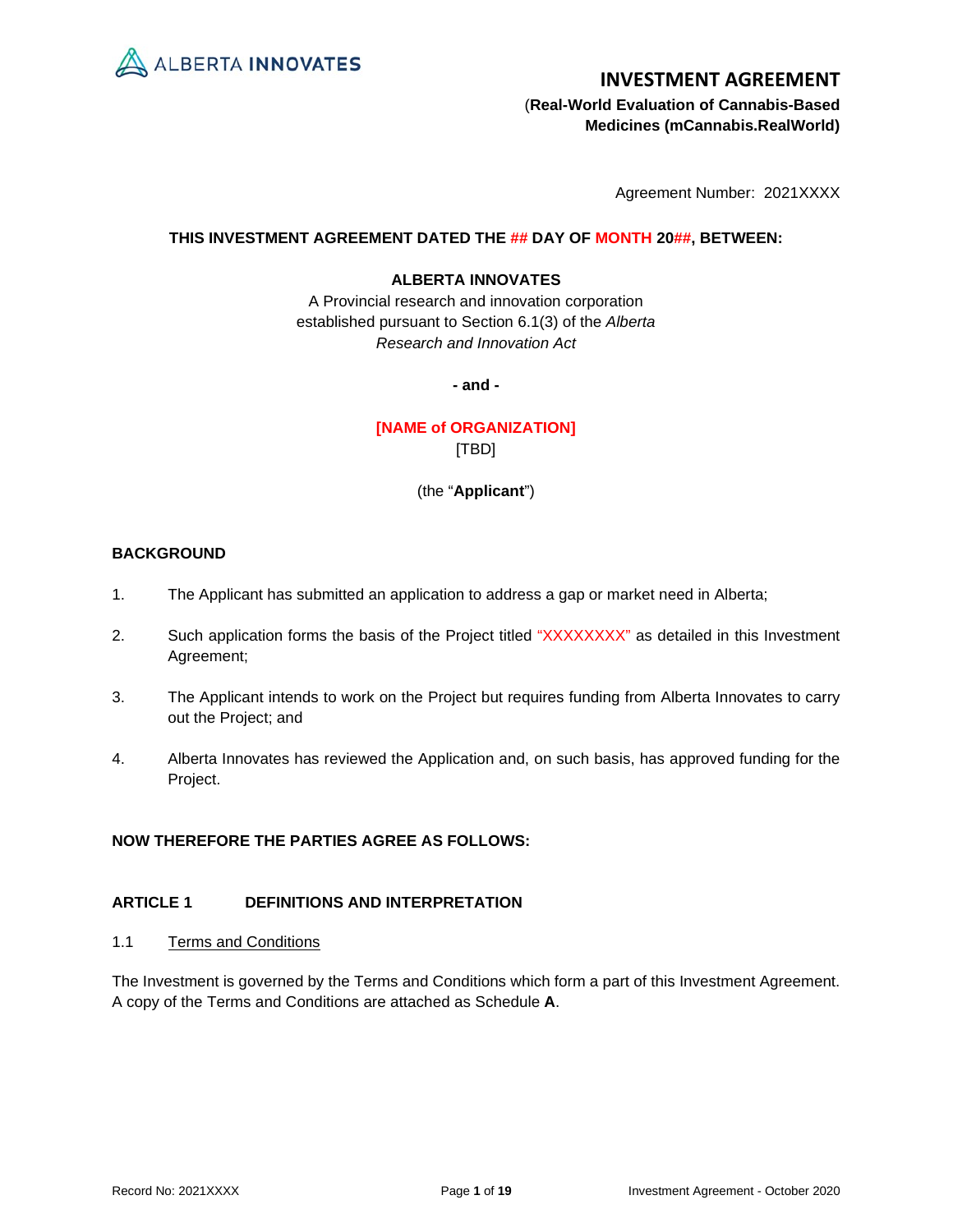ALBERTA INNOVATES

# INVESTMENT AGREEMENT

**(Real-World Evaluation of Cannabis-Based Medicines (mCannabis.RealWorld)**

Agreement Number: 2021XXXX

**THIS INVESTMENT AGREEMENT DATED THE ## DAY OF MONTH 20##, BETWEEN:**

**ALBERTA INNOVATES**
A Provincial research and innovation corporation established pursuant to Section 6.1(3) of the *Alberta Research and Innovation Act*

**- and -**

**[NAME of ORGANIZATION]**
[TBD]

(the "**Applicant**")

## BACKGROUND

1. The Applicant has submitted an application to address a gap or market need in Alberta;

2. Such application forms the basis of the Project titled "XXXXXXXX" as detailed in this Investment Agreement;

3. The Applicant intends to work on the Project but requires funding from Alberta Innovates to carry out the Project; and

4. Alberta Innovates has reviewed the Application and, on such basis, has approved funding for the Project.

**NOW THEREFORE THE PARTIES AGREE AS FOLLOWS:**

## ARTICLE 1 DEFINITIONS AND INTERPRETATION

### 1.1 Terms and Conditions

The Investment is governed by the Terms and Conditions which form a part of this Investment Agreement. A copy of the Terms and Conditions are attached as Schedule **A**.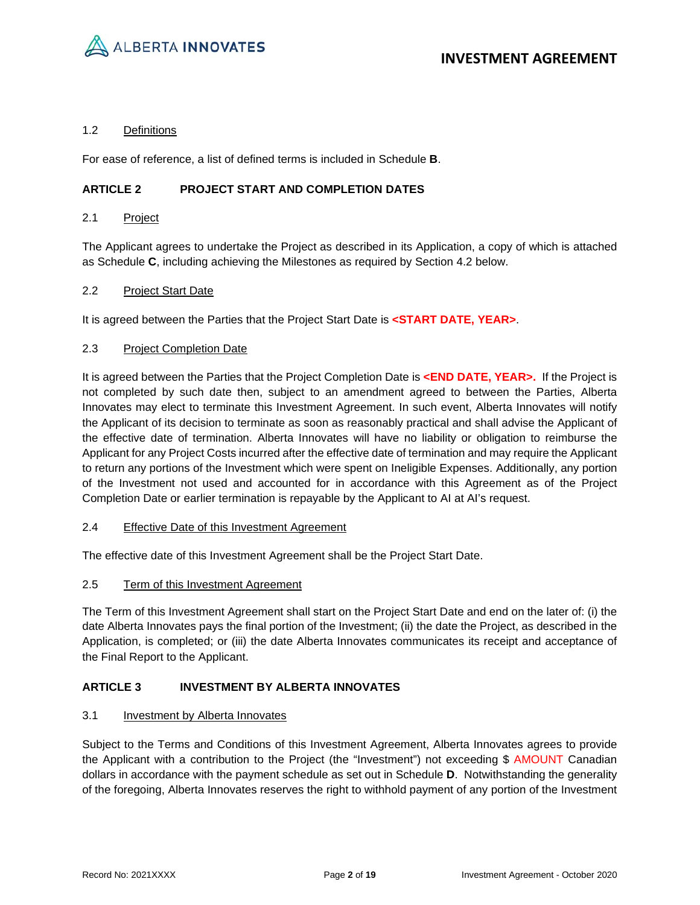1.2 Definitions

For ease of reference, a list of defined terms is included in Schedule **B**.

## ARTICLE 2 PROJECT START AND COMPLETION DATES

2.1 Project

The Applicant agrees to undertake the Project as described in its Application, a copy of which is attached as Schedule **C**, including achieving the Milestones as required by Section 4.2 below.

2.2 Project Start Date

It is agreed between the Parties that the Project Start Date is **<START DATE, YEAR>**.

2.3 Project Completion Date

It is agreed between the Parties that the Project Completion Date is **<END DATE, YEAR>.** If the Project is not completed by such date then, subject to an amendment agreed to between the Parties, Alberta Innovates may elect to terminate this Investment Agreement. In such event, Alberta Innovates will notify the Applicant of its decision to terminate as soon as reasonably practical and shall advise the Applicant of the effective date of termination. Alberta Innovates will have no liability or obligation to reimburse the Applicant for any Project Costs incurred after the effective date of termination and may require the Applicant to return any portions of the Investment which were spent on Ineligible Expenses. Additionally, any portion of the Investment not used and accounted for in accordance with this Agreement as of the Project Completion Date or earlier termination is repayable by the Applicant to AI at AI's request.

2.4 Effective Date of this Investment Agreement

The effective date of this Investment Agreement shall be the Project Start Date.

2.5 Term of this Investment Agreement

The Term of this Investment Agreement shall start on the Project Start Date and end on the later of: (i) the date Alberta Innovates pays the final portion of the Investment; (ii) the date the Project, as described in the Application, is completed; or (iii) the date Alberta Innovates communicates its receipt and acceptance of the Final Report to the Applicant.

## ARTICLE 3 INVESTMENT BY ALBERTA INNOVATES

3.1 Investment by Alberta Innovates

Subject to the Terms and Conditions of this Investment Agreement, Alberta Innovates agrees to provide the Applicant with a contribution to the Project (the "Investment") not exceeding $ AMOUNT Canadian dollars in accordance with the payment schedule as set out in Schedule **D**. Notwithstanding the generality of the foregoing, Alberta Innovates reserves the right to withhold payment of any portion of the Investment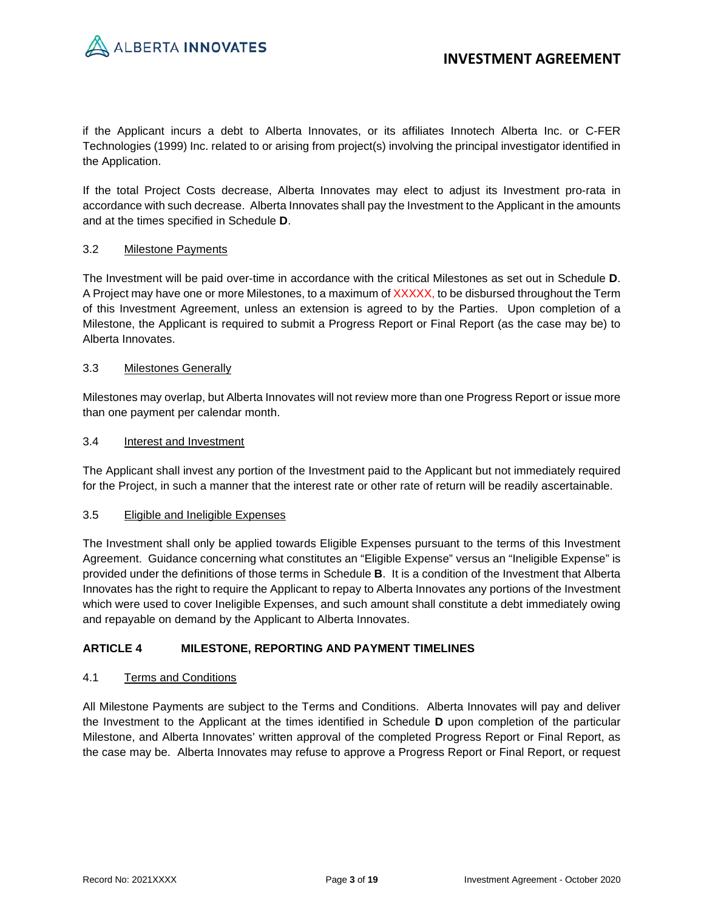if the Applicant incurs a debt to Alberta Innovates, or its affiliates Innotech Alberta Inc. or C-FER Technologies (1999) Inc. related to or arising from project(s) involving the principal investigator identified in the Application.

If the total Project Costs decrease, Alberta Innovates may elect to adjust its Investment pro-rata in accordance with such decrease. Alberta Innovates shall pay the Investment to the Applicant in the amounts and at the times specified in Schedule **D**.

3.2 Milestone Payments

The Investment will be paid over-time in accordance with the critical Milestones as set out in Schedule **D**. A Project may have one or more Milestones, to a maximum of XXXXX, to be disbursed throughout the Term of this Investment Agreement, unless an extension is agreed to by the Parties. Upon completion of a Milestone, the Applicant is required to submit a Progress Report or Final Report (as the case may be) to Alberta Innovates.

3.3 Milestones Generally

Milestones may overlap, but Alberta Innovates will not review more than one Progress Report or issue more than one payment per calendar month.

3.4 Interest and Investment

The Applicant shall invest any portion of the Investment paid to the Applicant but not immediately required for the Project, in such a manner that the interest rate or other rate of return will be readily ascertainable.

3.5 Eligible and Ineligible Expenses

The Investment shall only be applied towards Eligible Expenses pursuant to the terms of this Investment Agreement. Guidance concerning what constitutes an "Eligible Expense" versus an "Ineligible Expense" is provided under the definitions of those terms in Schedule **B**. It is a condition of the Investment that Alberta Innovates has the right to require the Applicant to repay to Alberta Innovates any portions of the Investment which were used to cover Ineligible Expenses, and such amount shall constitute a debt immediately owing and repayable on demand by the Applicant to Alberta Innovates.

## ARTICLE 4 MILESTONE, REPORTING AND PAYMENT TIMELINES

4.1 Terms and Conditions

All Milestone Payments are subject to the Terms and Conditions. Alberta Innovates will pay and deliver the Investment to the Applicant at the times identified in Schedule **D** upon completion of the particular Milestone, and Alberta Innovates' written approval of the completed Progress Report or Final Report, as the case may be. Alberta Innovates may refuse to approve a Progress Report or Final Report, or request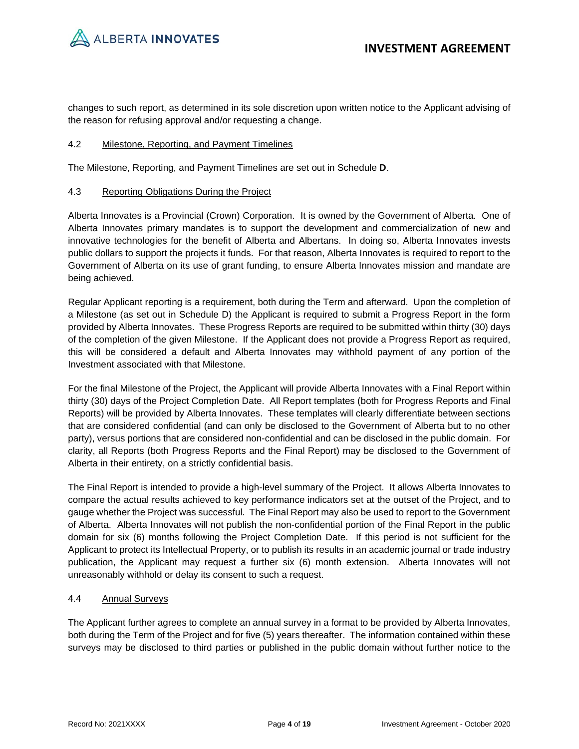changes to such report, as determined in its sole discretion upon written notice to the Applicant advising of the reason for refusing approval and/or requesting a change.

### 4.2 Milestone, Reporting, and Payment Timelines

The Milestone, Reporting, and Payment Timelines are set out in Schedule **D**.

### 4.3 Reporting Obligations During the Project

Alberta Innovates is a Provincial (Crown) Corporation. It is owned by the Government of Alberta. One of Alberta Innovates primary mandates is to support the development and commercialization of new and innovative technologies for the benefit of Alberta and Albertans. In doing so, Alberta Innovates invests public dollars to support the projects it funds. For that reason, Alberta Innovates is required to report to the Government of Alberta on its use of grant funding, to ensure Alberta Innovates mission and mandate are being achieved.

Regular Applicant reporting is a requirement, both during the Term and afterward. Upon the completion of a Milestone (as set out in Schedule D) the Applicant is required to submit a Progress Report in the form provided by Alberta Innovates. These Progress Reports are required to be submitted within thirty (30) days of the completion of the given Milestone. If the Applicant does not provide a Progress Report as required, this will be considered a default and Alberta Innovates may withhold payment of any portion of the Investment associated with that Milestone.

For the final Milestone of the Project, the Applicant will provide Alberta Innovates with a Final Report within thirty (30) days of the Project Completion Date. All Report templates (both for Progress Reports and Final Reports) will be provided by Alberta Innovates. These templates will clearly differentiate between sections that are considered confidential (and can only be disclosed to the Government of Alberta but to no other party), versus portions that are considered non-confidential and can be disclosed in the public domain. For clarity, all Reports (both Progress Reports and the Final Report) may be disclosed to the Government of Alberta in their entirety, on a strictly confidential basis.

The Final Report is intended to provide a high-level summary of the Project. It allows Alberta Innovates to compare the actual results achieved to key performance indicators set at the outset of the Project, and to gauge whether the Project was successful. The Final Report may also be used to report to the Government of Alberta. Alberta Innovates will not publish the non-confidential portion of the Final Report in the public domain for six (6) months following the Project Completion Date. If this period is not sufficient for the Applicant to protect its Intellectual Property, or to publish its results in an academic journal or trade industry publication, the Applicant may request a further six (6) month extension. Alberta Innovates will not unreasonably withhold or delay its consent to such a request.

### 4.4 Annual Surveys

The Applicant further agrees to complete an annual survey in a format to be provided by Alberta Innovates, both during the Term of the Project and for five (5) years thereafter. The information contained within these surveys may be disclosed to third parties or published in the public domain without further notice to the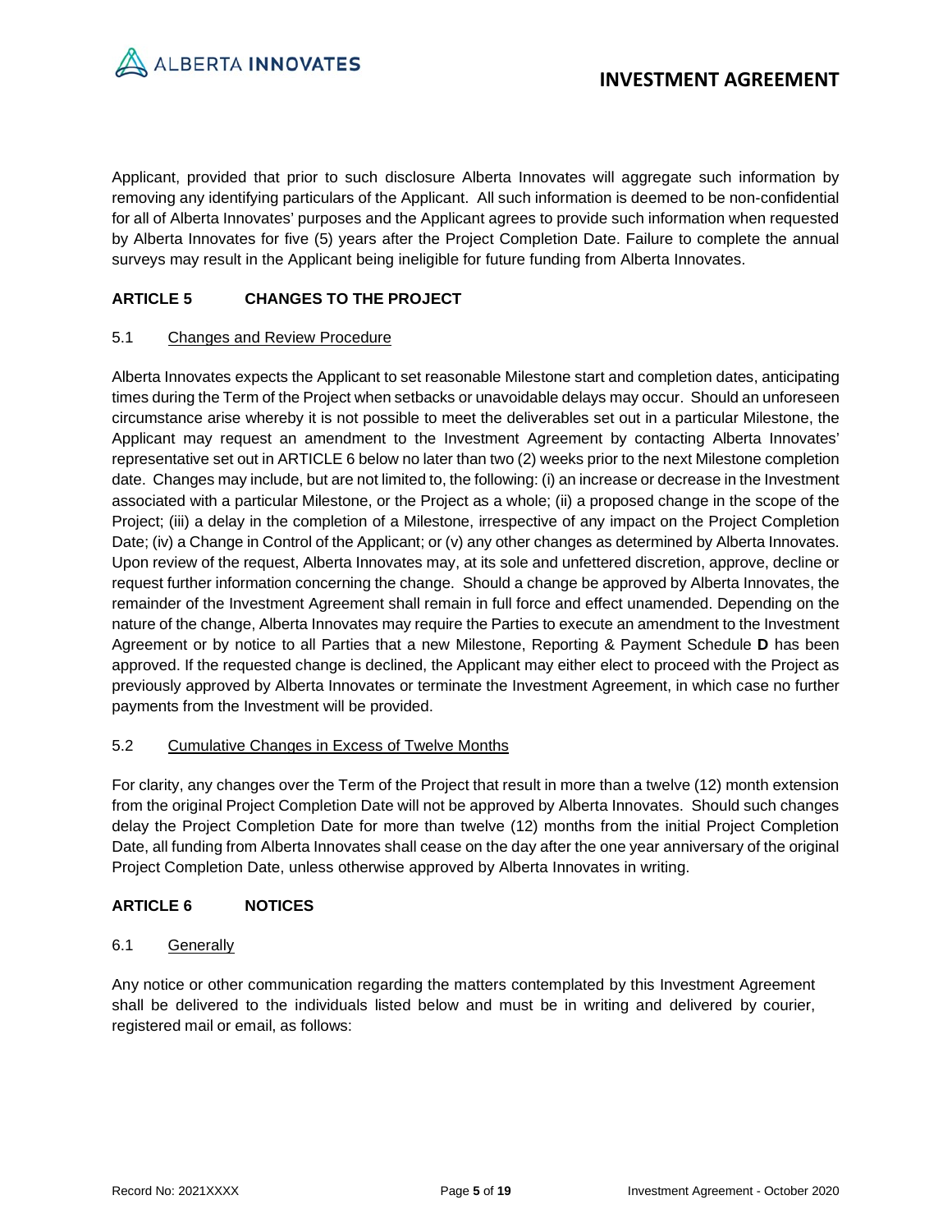Applicant, provided that prior to such disclosure Alberta Innovates will aggregate such information by removing any identifying particulars of the Applicant. All such information is deemed to be non-confidential for all of Alberta Innovates' purposes and the Applicant agrees to provide such information when requested by Alberta Innovates for five (5) years after the Project Completion Date. Failure to complete the annual surveys may result in the Applicant being ineligible for future funding from Alberta Innovates.

## ARTICLE 5 CHANGES TO THE PROJECT

### 5.1 Changes and Review Procedure

Alberta Innovates expects the Applicant to set reasonable Milestone start and completion dates, anticipating times during the Term of the Project when setbacks or unavoidable delays may occur. Should an unforeseen circumstance arise whereby it is not possible to meet the deliverables set out in a particular Milestone, the Applicant may request an amendment to the Investment Agreement by contacting Alberta Innovates' representative set out in ARTICLE 6 below no later than two (2) weeks prior to the next Milestone completion date. Changes may include, but are not limited to, the following: (i) an increase or decrease in the Investment associated with a particular Milestone, or the Project as a whole; (ii) a proposed change in the scope of the Project; (iii) a delay in the completion of a Milestone, irrespective of any impact on the Project Completion Date; (iv) a Change in Control of the Applicant; or (v) any other changes as determined by Alberta Innovates. Upon review of the request, Alberta Innovates may, at its sole and unfettered discretion, approve, decline or request further information concerning the change. Should a change be approved by Alberta Innovates, the remainder of the Investment Agreement shall remain in full force and effect unamended. Depending on the nature of the change, Alberta Innovates may require the Parties to execute an amendment to the Investment Agreement or by notice to all Parties that a new Milestone, Reporting & Payment Schedule **D** has been approved. If the requested change is declined, the Applicant may either elect to proceed with the Project as previously approved by Alberta Innovates or terminate the Investment Agreement, in which case no further payments from the Investment will be provided.

### 5.2 Cumulative Changes in Excess of Twelve Months

For clarity, any changes over the Term of the Project that result in more than a twelve (12) month extension from the original Project Completion Date will not be approved by Alberta Innovates. Should such changes delay the Project Completion Date for more than twelve (12) months from the initial Project Completion Date, all funding from Alberta Innovates shall cease on the day after the one year anniversary of the original Project Completion Date, unless otherwise approved by Alberta Innovates in writing.

## ARTICLE 6 NOTICES

### 6.1 Generally

Any notice or other communication regarding the matters contemplated by this Investment Agreement shall be delivered to the individuals listed below and must be in writing and delivered by courier, registered mail or email, as follows: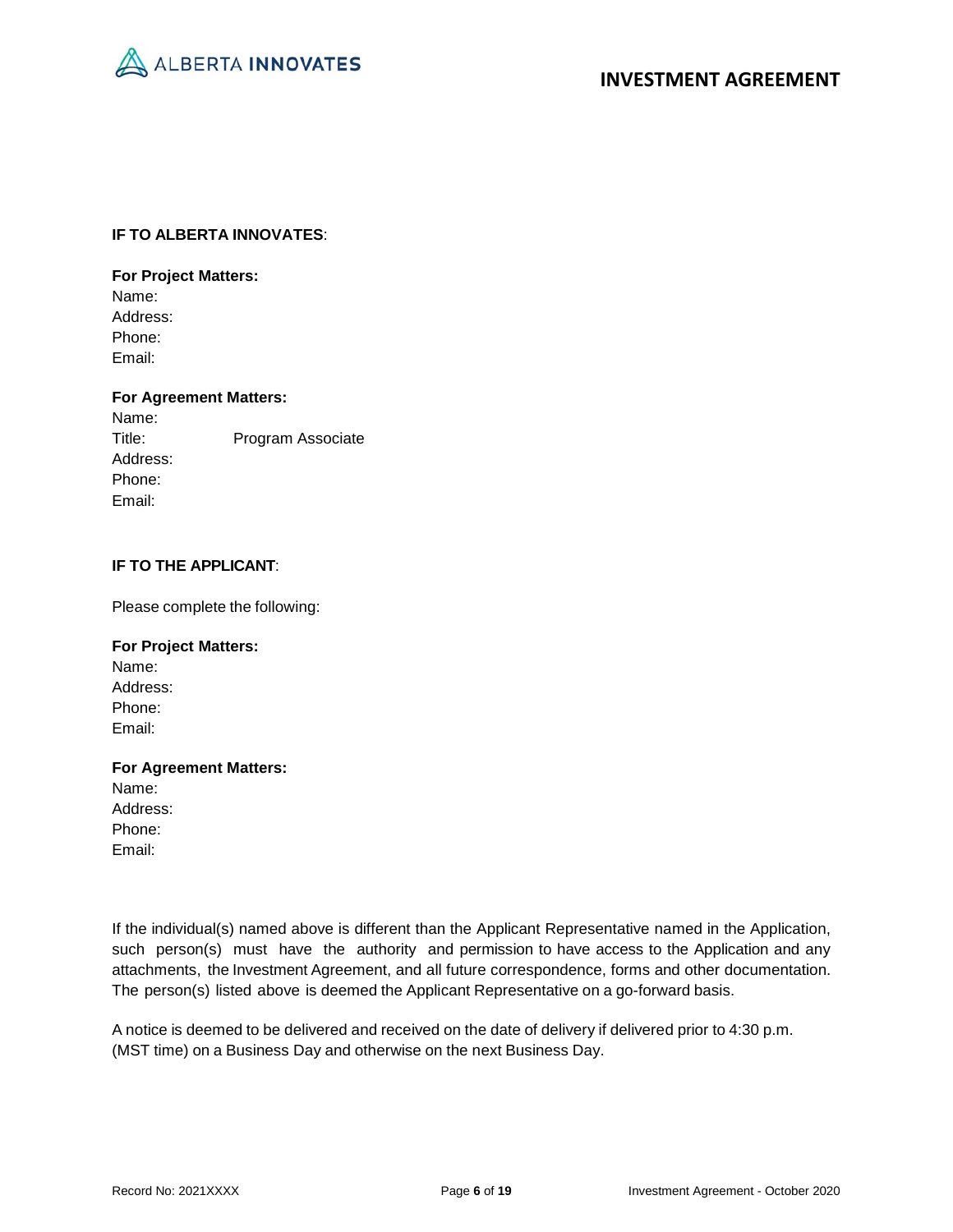**IF TO ALBERTA INNOVATES**:

**For Project Matters:**
Name:
Address:
Phone:
Email:

**For Agreement Matters:**
Name:
Title: Program Associate
Address:
Phone:
Email:

**IF TO THE APPLICANT**:

Please complete the following:

**For Project Matters:**
Name:
Address:
Phone:
Email:

**For Agreement Matters:**
Name:
Address:
Phone:
Email:

If the individual(s) named above is different than the Applicant Representative named in the Application, such person(s) must have the authority and permission to have access to the Application and any attachments, the Investment Agreement, and all future correspondence, forms and other documentation. The person(s) listed above is deemed the Applicant Representative on a go-forward basis.

A notice is deemed to be delivered and received on the date of delivery if delivered prior to 4:30 p.m. (MST time) on a Business Day and otherwise on the next Business Day.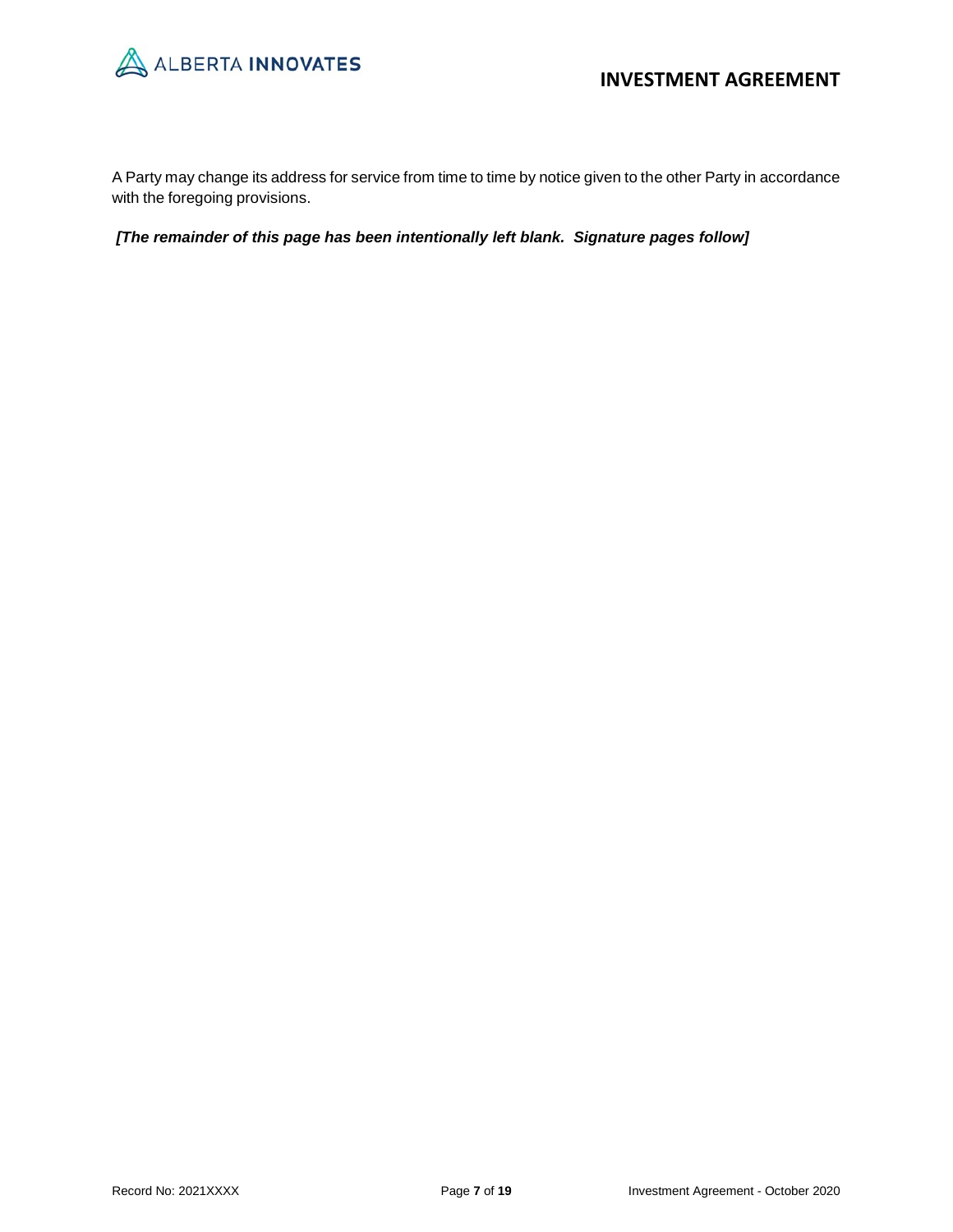A Party may change its address for service from time to time by notice given to the other Party in accordance with the foregoing provisions.

***[The remainder of this page has been intentionally left blank. Signature pages follow]***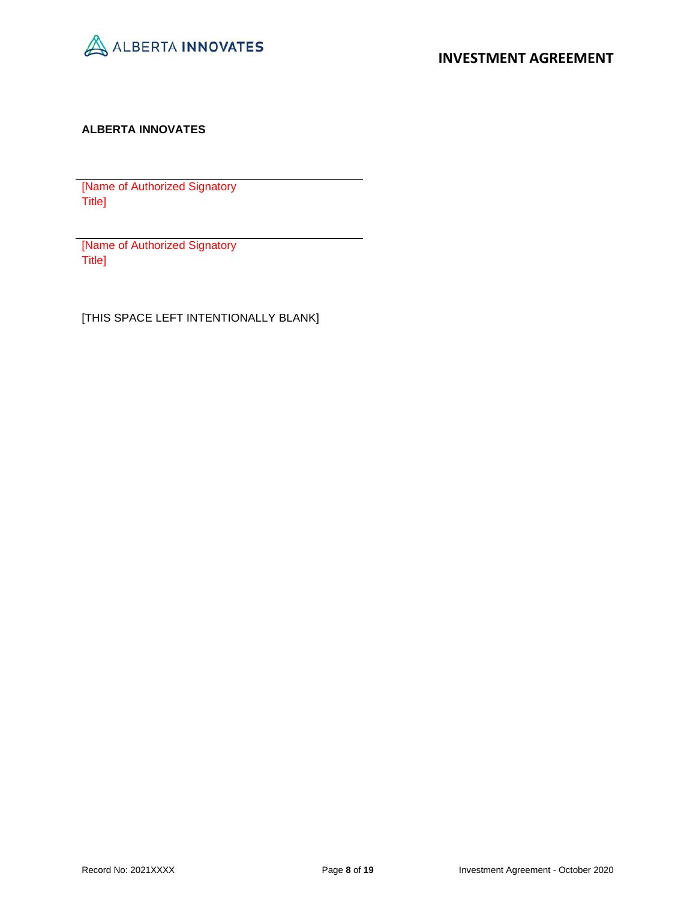**ALBERTA INNOVATES**

\_\_\_\_\_\_\_\_\_\_\_\_\_\_\_\_\_\_\_\_\_\_\_\_\_\_\_\_\_\_\_\_\_\_\_\_\_\_\_\_

[Name of Authorized Signatory
Title]

\_\_\_\_\_\_\_\_\_\_\_\_\_\_\_\_\_\_\_\_\_\_\_\_\_\_\_\_\_\_\_\_\_\_\_\_\_\_\_\_

[Name of Authorized Signatory
Title]

[THIS SPACE LEFT INTENTIONALLY BLANK]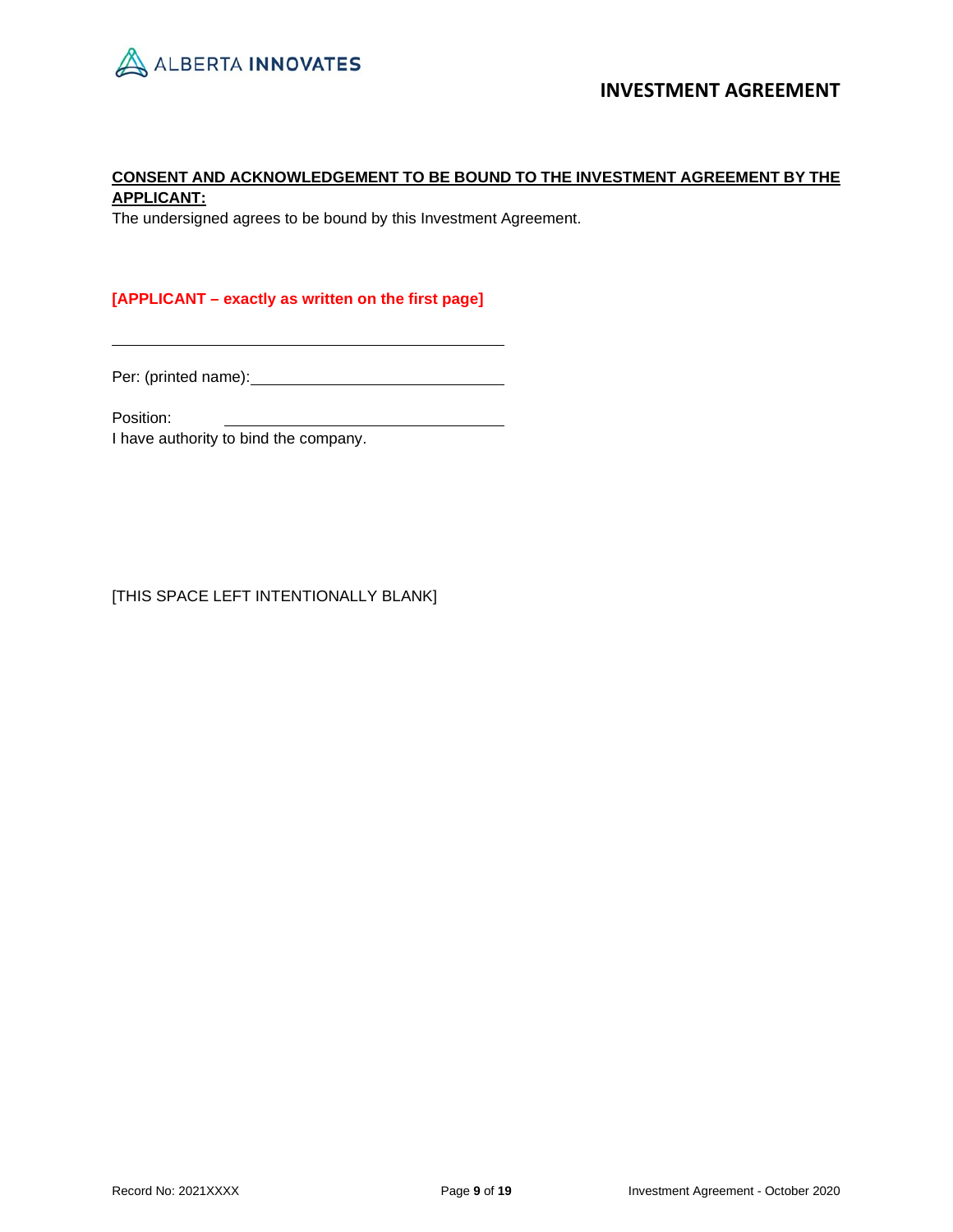**CONSENT AND ACKNOWLEDGEMENT TO BE BOUND TO THE INVESTMENT AGREEMENT BY THE APPLICANT:**

The undersigned agrees to be bound by this Investment Agreement.

**[APPLICANT – exactly as written on the first page]**

______________________________________________

Per: (printed name): ______________________________

Position: ______________________________

I have authority to bind the company.

[THIS SPACE LEFT INTENTIONALLY BLANK]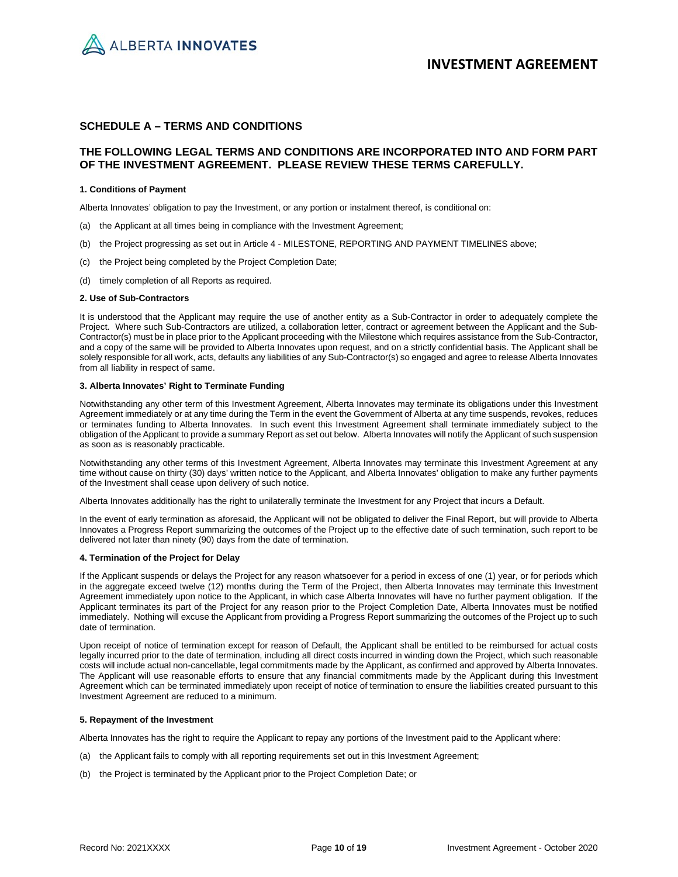# SCHEDULE A – TERMS AND CONDITIONS

## THE FOLLOWING LEGAL TERMS AND CONDITIONS ARE INCORPORATED INTO AND FORM PART OF THE INVESTMENT AGREEMENT. PLEASE REVIEW THESE TERMS CAREFULLY.

**1. Conditions of Payment**

Alberta Innovates' obligation to pay the Investment, or any portion or instalment thereof, is conditional on:

(a) the Applicant at all times being in compliance with the Investment Agreement;

(b) the Project progressing as set out in Article 4 - MILESTONE, REPORTING AND PAYMENT TIMELINES above;

(c) the Project being completed by the Project Completion Date;

(d) timely completion of all Reports as required.

**2. Use of Sub-Contractors**

It is understood that the Applicant may require the use of another entity as a Sub-Contractor in order to adequately complete the Project. Where such Sub-Contractors are utilized, a collaboration letter, contract or agreement between the Applicant and the Sub-Contractor(s) must be in place prior to the Applicant proceeding with the Milestone which requires assistance from the Sub-Contractor, and a copy of the same will be provided to Alberta Innovates upon request, and on a strictly confidential basis. The Applicant shall be solely responsible for all work, acts, defaults any liabilities of any Sub-Contractor(s) so engaged and agree to release Alberta Innovates from all liability in respect of same.

**3. Alberta Innovates' Right to Terminate Funding**

Notwithstanding any other term of this Investment Agreement, Alberta Innovates may terminate its obligations under this Investment Agreement immediately or at any time during the Term in the event the Government of Alberta at any time suspends, revokes, reduces or terminates funding to Alberta Innovates. In such event this Investment Agreement shall terminate immediately subject to the obligation of the Applicant to provide a summary Report as set out below. Alberta Innovates will notify the Applicant of such suspension as soon as is reasonably practicable.

Notwithstanding any other terms of this Investment Agreement, Alberta Innovates may terminate this Investment Agreement at any time without cause on thirty (30) days' written notice to the Applicant, and Alberta Innovates' obligation to make any further payments of the Investment shall cease upon delivery of such notice.

Alberta Innovates additionally has the right to unilaterally terminate the Investment for any Project that incurs a Default.

In the event of early termination as aforesaid, the Applicant will not be obligated to deliver the Final Report, but will provide to Alberta Innovates a Progress Report summarizing the outcomes of the Project up to the effective date of such termination, such report to be delivered not later than ninety (90) days from the date of termination.

**4. Termination of the Project for Delay**

If the Applicant suspends or delays the Project for any reason whatsoever for a period in excess of one (1) year, or for periods which in the aggregate exceed twelve (12) months during the Term of the Project, then Alberta Innovates may terminate this Investment Agreement immediately upon notice to the Applicant, in which case Alberta Innovates will have no further payment obligation. If the Applicant terminates its part of the Project for any reason prior to the Project Completion Date, Alberta Innovates must be notified immediately. Nothing will excuse the Applicant from providing a Progress Report summarizing the outcomes of the Project up to such date of termination.

Upon receipt of notice of termination except for reason of Default, the Applicant shall be entitled to be reimbursed for actual costs legally incurred prior to the date of termination, including all direct costs incurred in winding down the Project, which such reasonable costs will include actual non-cancellable, legal commitments made by the Applicant, as confirmed and approved by Alberta Innovates. The Applicant will use reasonable efforts to ensure that any financial commitments made by the Applicant during this Investment Agreement which can be terminated immediately upon receipt of notice of termination to ensure the liabilities created pursuant to this Investment Agreement are reduced to a minimum.

**5. Repayment of the Investment**

Alberta Innovates has the right to require the Applicant to repay any portions of the Investment paid to the Applicant where:

(a) the Applicant fails to comply with all reporting requirements set out in this Investment Agreement;

(b) the Project is terminated by the Applicant prior to the Project Completion Date; or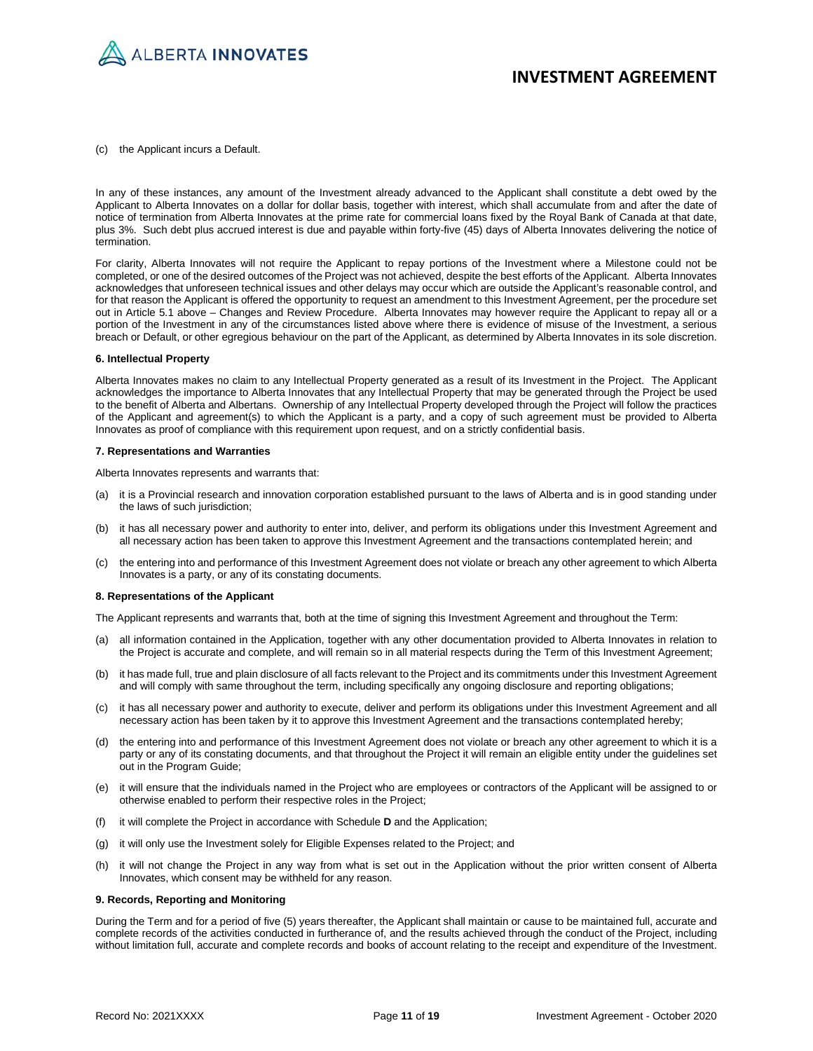(c) the Applicant incurs a Default.

In any of these instances, any amount of the Investment already advanced to the Applicant shall constitute a debt owed by the Applicant to Alberta Innovates on a dollar for dollar basis, together with interest, which shall accumulate from and after the date of notice of termination from Alberta Innovates at the prime rate for commercial loans fixed by the Royal Bank of Canada at that date, plus 3%. Such debt plus accrued interest is due and payable within forty-five (45) days of Alberta Innovates delivering the notice of termination.

For clarity, Alberta Innovates will not require the Applicant to repay portions of the Investment where a Milestone could not be completed, or one of the desired outcomes of the Project was not achieved, despite the best efforts of the Applicant. Alberta Innovates acknowledges that unforeseen technical issues and other delays may occur which are outside the Applicant's reasonable control, and for that reason the Applicant is offered the opportunity to request an amendment to this Investment Agreement, per the procedure set out in Article 5.1 above – Changes and Review Procedure. Alberta Innovates may however require the Applicant to repay all or a portion of the Investment in any of the circumstances listed above where there is evidence of misuse of the Investment, a serious breach or Default, or other egregious behaviour on the part of the Applicant, as determined by Alberta Innovates in its sole discretion.

**6. Intellectual Property**

Alberta Innovates makes no claim to any Intellectual Property generated as a result of its Investment in the Project. The Applicant acknowledges the importance to Alberta Innovates that any Intellectual Property that may be generated through the Project be used to the benefit of Alberta and Albertans. Ownership of any Intellectual Property developed through the Project will follow the practices of the Applicant and agreement(s) to which the Applicant is a party, and a copy of such agreement must be provided to Alberta Innovates as proof of compliance with this requirement upon request, and on a strictly confidential basis.

**7. Representations and Warranties**

Alberta Innovates represents and warrants that:

(a) it is a Provincial research and innovation corporation established pursuant to the laws of Alberta and is in good standing under the laws of such jurisdiction;

(b) it has all necessary power and authority to enter into, deliver, and perform its obligations under this Investment Agreement and all necessary action has been taken to approve this Investment Agreement and the transactions contemplated herein; and

(c) the entering into and performance of this Investment Agreement does not violate or breach any other agreement to which Alberta Innovates is a party, or any of its constating documents.

**8. Representations of the Applicant**

The Applicant represents and warrants that, both at the time of signing this Investment Agreement and throughout the Term:

(a) all information contained in the Application, together with any other documentation provided to Alberta Innovates in relation to the Project is accurate and complete, and will remain so in all material respects during the Term of this Investment Agreement;

(b) it has made full, true and plain disclosure of all facts relevant to the Project and its commitments under this Investment Agreement and will comply with same throughout the term, including specifically any ongoing disclosure and reporting obligations;

(c) it has all necessary power and authority to execute, deliver and perform its obligations under this Investment Agreement and all necessary action has been taken by it to approve this Investment Agreement and the transactions contemplated hereby;

(d) the entering into and performance of this Investment Agreement does not violate or breach any other agreement to which it is a party or any of its constating documents, and that throughout the Project it will remain an eligible entity under the guidelines set out in the Program Guide;

(e) it will ensure that the individuals named in the Project who are employees or contractors of the Applicant will be assigned to or otherwise enabled to perform their respective roles in the Project;

(f) it will complete the Project in accordance with Schedule **D** and the Application;

(g) it will only use the Investment solely for Eligible Expenses related to the Project; and

(h) it will not change the Project in any way from what is set out in the Application without the prior written consent of Alberta Innovates, which consent may be withheld for any reason.

**9. Records, Reporting and Monitoring**

During the Term and for a period of five (5) years thereafter, the Applicant shall maintain or cause to be maintained full, accurate and complete records of the activities conducted in furtherance of, and the results achieved through the conduct of the Project, including without limitation full, accurate and complete records and books of account relating to the receipt and expenditure of the Investment.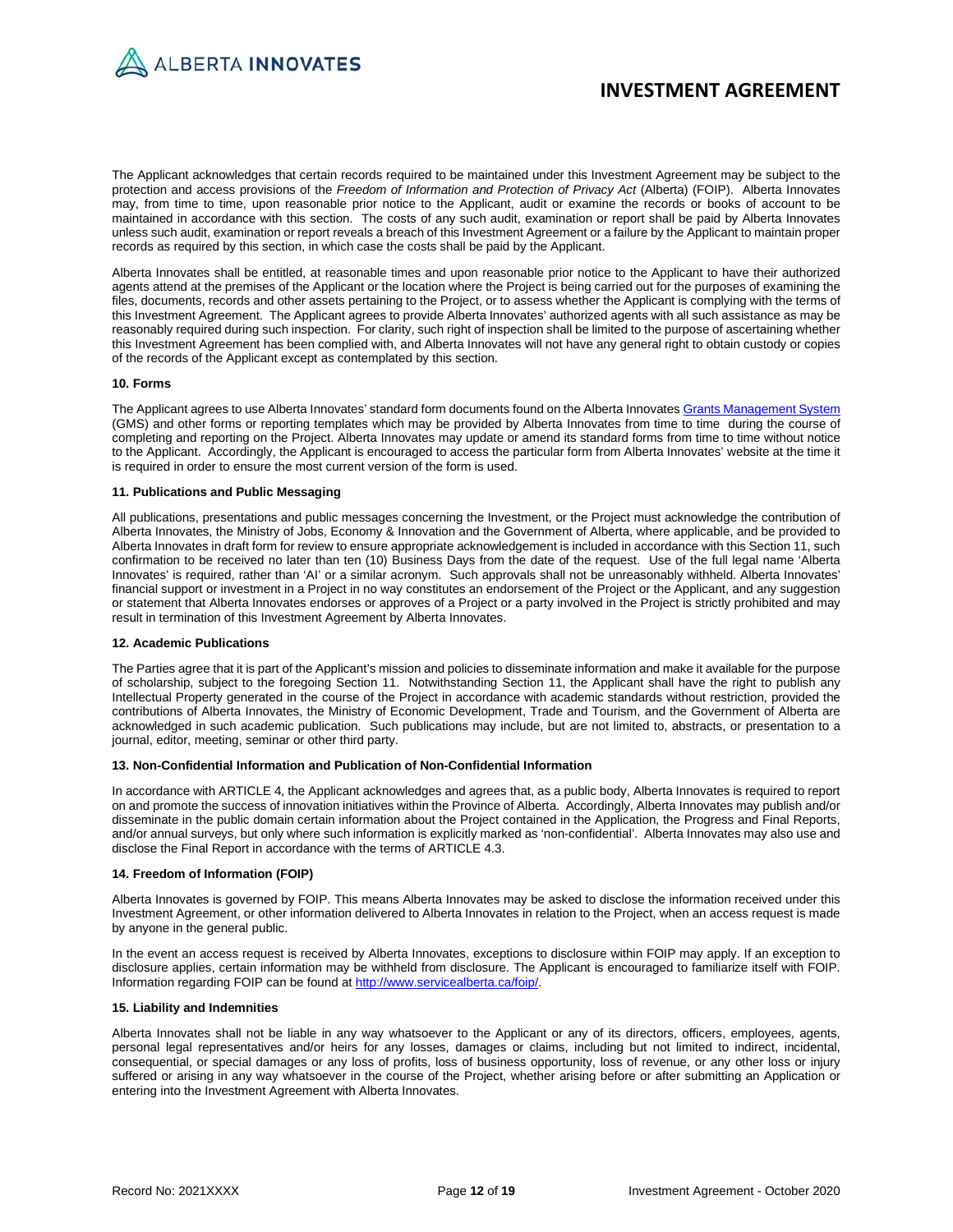The Applicant acknowledges that certain records required to be maintained under this Investment Agreement may be subject to the protection and access provisions of the *Freedom of Information and Protection of Privacy Act* (Alberta) (FOIP). Alberta Innovates may, from time to time, upon reasonable prior notice to the Applicant, audit or examine the records or books of account to be maintained in accordance with this section. The costs of any such audit, examination or report shall be paid by Alberta Innovates unless such audit, examination or report reveals a breach of this Investment Agreement or a failure by the Applicant to maintain proper records as required by this section, in which case the costs shall be paid by the Applicant.

Alberta Innovates shall be entitled, at reasonable times and upon reasonable prior notice to the Applicant to have their authorized agents attend at the premises of the Applicant or the location where the Project is being carried out for the purposes of examining the files, documents, records and other assets pertaining to the Project, or to assess whether the Applicant is complying with the terms of this Investment Agreement. The Applicant agrees to provide Alberta Innovates' authorized agents with all such assistance as may be reasonably required during such inspection. For clarity, such right of inspection shall be limited to the purpose of ascertaining whether this Investment Agreement has been complied with, and Alberta Innovates will not have any general right to obtain custody or copies of the records of the Applicant except as contemplated by this section.

**10. Forms**

The Applicant agrees to use Alberta Innovates' standard form documents found on the Alberta Innovates [Grants Management System](Grants Management System) (GMS) and other forms or reporting templates which may be provided by Alberta Innovates from time to time during the course of completing and reporting on the Project. Alberta Innovates may update or amend its standard forms from time to time without notice to the Applicant. Accordingly, the Applicant is encouraged to access the particular form from Alberta Innovates' website at the time it is required in order to ensure the most current version of the form is used.

**11. Publications and Public Messaging**

All publications, presentations and public messages concerning the Investment, or the Project must acknowledge the contribution of Alberta Innovates, the Ministry of Jobs, Economy & Innovation and the Government of Alberta, where applicable, and be provided to Alberta Innovates in draft form for review to ensure appropriate acknowledgement is included in accordance with this Section 11, such confirmation to be received no later than ten (10) Business Days from the date of the request. Use of the full legal name 'Alberta Innovates' is required, rather than 'AI' or a similar acronym. Such approvals shall not be unreasonably withheld. Alberta Innovates' financial support or investment in a Project in no way constitutes an endorsement of the Project or the Applicant, and any suggestion or statement that Alberta Innovates endorses or approves of a Project or a party involved in the Project is strictly prohibited and may result in termination of this Investment Agreement by Alberta Innovates.

**12. Academic Publications**

The Parties agree that it is part of the Applicant's mission and policies to disseminate information and make it available for the purpose of scholarship, subject to the foregoing Section 11. Notwithstanding Section 11, the Applicant shall have the right to publish any Intellectual Property generated in the course of the Project in accordance with academic standards without restriction, provided the contributions of Alberta Innovates, the Ministry of Economic Development, Trade and Tourism, and the Government of Alberta are acknowledged in such academic publication. Such publications may include, but are not limited to, abstracts, or presentation to a journal, editor, meeting, seminar or other third party.

**13. Non-Confidential Information and Publication of Non-Confidential Information**

In accordance with ARTICLE 4, the Applicant acknowledges and agrees that, as a public body, Alberta Innovates is required to report on and promote the success of innovation initiatives within the Province of Alberta. Accordingly, Alberta Innovates may publish and/or disseminate in the public domain certain information about the Project contained in the Application, the Progress and Final Reports, and/or annual surveys, but only where such information is explicitly marked as 'non-confidential'. Alberta Innovates may also use and disclose the Final Report in accordance with the terms of ARTICLE 4.3.

**14. Freedom of Information (FOIP)**

Alberta Innovates is governed by FOIP. This means Alberta Innovates may be asked to disclose the information received under this Investment Agreement, or other information delivered to Alberta Innovates in relation to the Project, when an access request is made by anyone in the general public.

In the event an access request is received by Alberta Innovates, exceptions to disclosure within FOIP may apply. If an exception to disclosure applies, certain information may be withheld from disclosure. The Applicant is encouraged to familiarize itself with FOIP. Information regarding FOIP can be found at [http://www.servicealberta.ca/foip/](http://www.servicealberta.ca/foip/).

**15. Liability and Indemnities**

Alberta Innovates shall not be liable in any way whatsoever to the Applicant or any of its directors, officers, employees, agents, personal legal representatives and/or heirs for any losses, damages or claims, including but not limited to indirect, incidental, consequential, or special damages or any loss of profits, loss of business opportunity, loss of revenue, or any other loss or injury suffered or arising in any way whatsoever in the course of the Project, whether arising before or after submitting an Application or entering into the Investment Agreement with Alberta Innovates.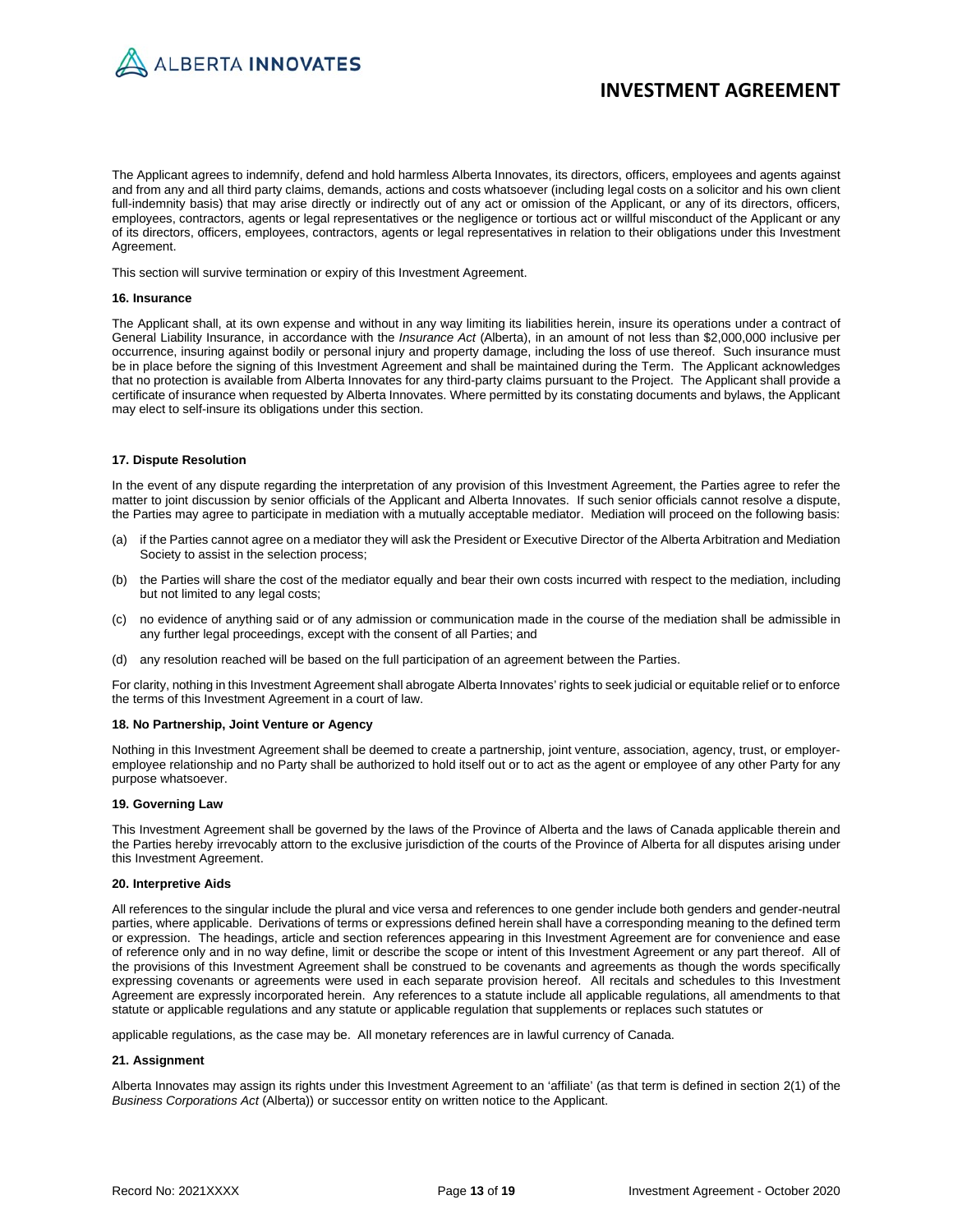The Applicant agrees to indemnify, defend and hold harmless Alberta Innovates, its directors, officers, employees and agents against and from any and all third party claims, demands, actions and costs whatsoever (including legal costs on a solicitor and his own client full-indemnity basis) that may arise directly or indirectly out of any act or omission of the Applicant, or any of its directors, officers, employees, contractors, agents or legal representatives or the negligence or tortious act or willful misconduct of the Applicant or any of its directors, officers, employees, contractors, agents or legal representatives in relation to their obligations under this Investment Agreement.

This section will survive termination or expiry of this Investment Agreement.

**16. Insurance**

The Applicant shall, at its own expense and without in any way limiting its liabilities herein, insure its operations under a contract of General Liability Insurance, in accordance with the *Insurance Act* (Alberta), in an amount of not less than $2,000,000 inclusive per occurrence, insuring against bodily or personal injury and property damage, including the loss of use thereof. Such insurance must be in place before the signing of this Investment Agreement and shall be maintained during the Term. The Applicant acknowledges that no protection is available from Alberta Innovates for any third-party claims pursuant to the Project. The Applicant shall provide a certificate of insurance when requested by Alberta Innovates. Where permitted by its constating documents and bylaws, the Applicant may elect to self-insure its obligations under this section.

**17. Dispute Resolution**

In the event of any dispute regarding the interpretation of any provision of this Investment Agreement, the Parties agree to refer the matter to joint discussion by senior officials of the Applicant and Alberta Innovates. If such senior officials cannot resolve a dispute, the Parties may agree to participate in mediation with a mutually acceptable mediator. Mediation will proceed on the following basis:

(a) if the Parties cannot agree on a mediator they will ask the President or Executive Director of the Alberta Arbitration and Mediation Society to assist in the selection process;

(b) the Parties will share the cost of the mediator equally and bear their own costs incurred with respect to the mediation, including but not limited to any legal costs;

(c) no evidence of anything said or of any admission or communication made in the course of the mediation shall be admissible in any further legal proceedings, except with the consent of all Parties; and

(d) any resolution reached will be based on the full participation of an agreement between the Parties.

For clarity, nothing in this Investment Agreement shall abrogate Alberta Innovates' rights to seek judicial or equitable relief or to enforce the terms of this Investment Agreement in a court of law.

**18. No Partnership, Joint Venture or Agency**

Nothing in this Investment Agreement shall be deemed to create a partnership, joint venture, association, agency, trust, or employer-employee relationship and no Party shall be authorized to hold itself out or to act as the agent or employee of any other Party for any purpose whatsoever.

**19. Governing Law**

This Investment Agreement shall be governed by the laws of the Province of Alberta and the laws of Canada applicable therein and the Parties hereby irrevocably attorn to the exclusive jurisdiction of the courts of the Province of Alberta for all disputes arising under this Investment Agreement.

**20. Interpretive Aids**

All references to the singular include the plural and vice versa and references to one gender include both genders and gender-neutral parties, where applicable. Derivations of terms or expressions defined herein shall have a corresponding meaning to the defined term or expression. The headings, article and section references appearing in this Investment Agreement are for convenience and ease of reference only and in no way define, limit or describe the scope or intent of this Investment Agreement or any part thereof. All of the provisions of this Investment Agreement shall be construed to be covenants and agreements as though the words specifically expressing covenants or agreements were used in each separate provision hereof. All recitals and schedules to this Investment Agreement are expressly incorporated herein. Any references to a statute include all applicable regulations, all amendments to that statute or applicable regulations and any statute or applicable regulation that supplements or replaces such statutes or applicable regulations, as the case may be. All monetary references are in lawful currency of Canada.

**21. Assignment**

Alberta Innovates may assign its rights under this Investment Agreement to an 'affiliate' (as that term is defined in section 2(1) of the *Business Corporations Act* (Alberta)) or successor entity on written notice to the Applicant.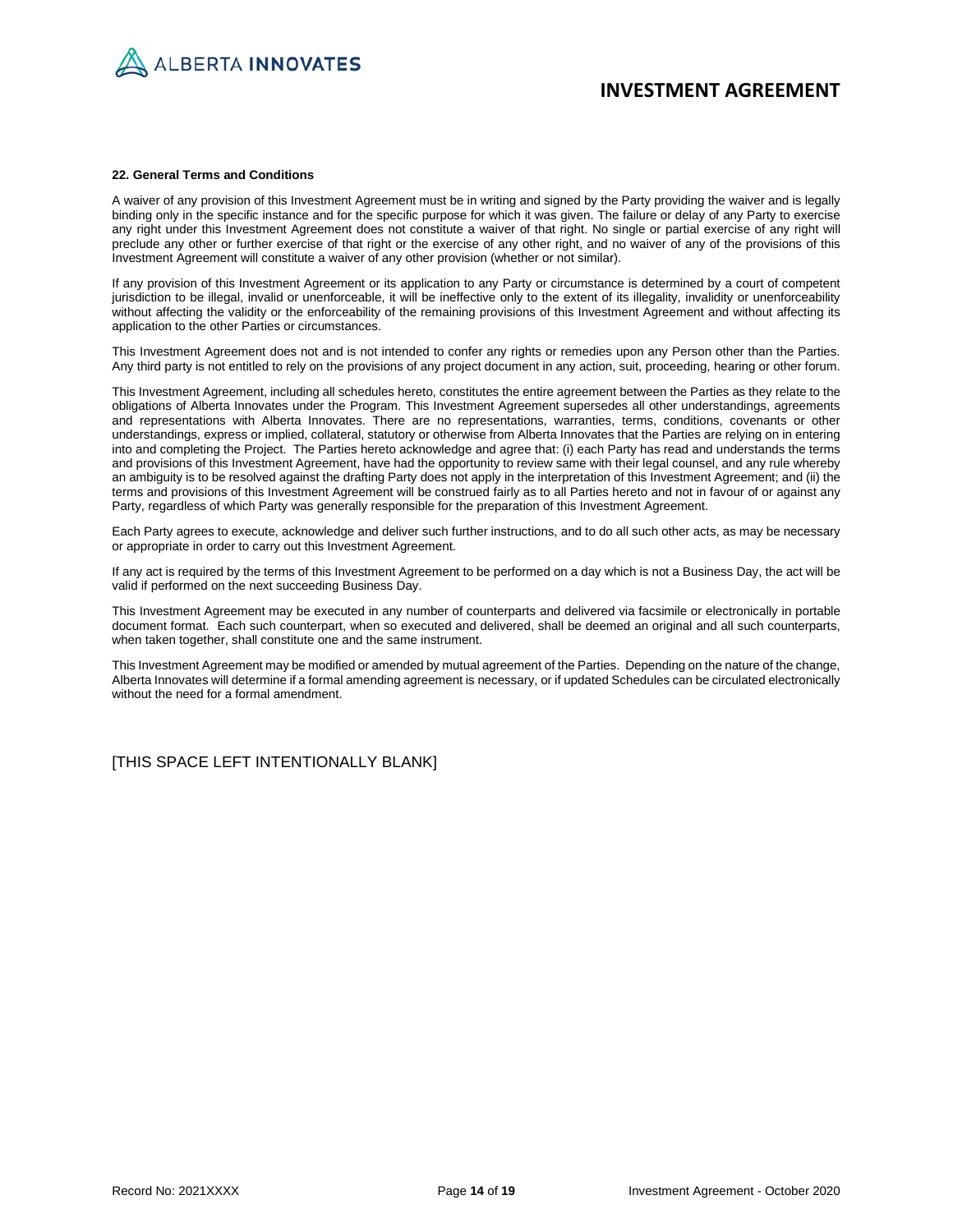#### 22. General Terms and Conditions

A waiver of any provision of this Investment Agreement must be in writing and signed by the Party providing the waiver and is legally binding only in the specific instance and for the specific purpose for which it was given. The failure or delay of any Party to exercise any right under this Investment Agreement does not constitute a waiver of that right. No single or partial exercise of any right will preclude any other or further exercise of that right or the exercise of any other right, and no waiver of any of the provisions of this Investment Agreement will constitute a waiver of any other provision (whether or not similar).

If any provision of this Investment Agreement or its application to any Party or circumstance is determined by a court of competent jurisdiction to be illegal, invalid or unenforceable, it will be ineffective only to the extent of its illegality, invalidity or unenforceability without affecting the validity or the enforceability of the remaining provisions of this Investment Agreement and without affecting its application to the other Parties or circumstances.

This Investment Agreement does not and is not intended to confer any rights or remedies upon any Person other than the Parties. Any third party is not entitled to rely on the provisions of any project document in any action, suit, proceeding, hearing or other forum.

This Investment Agreement, including all schedules hereto, constitutes the entire agreement between the Parties as they relate to the obligations of Alberta Innovates under the Program. This Investment Agreement supersedes all other understandings, agreements and representations with Alberta Innovates. There are no representations, warranties, terms, conditions, covenants or other understandings, express or implied, collateral, statutory or otherwise from Alberta Innovates that the Parties are relying on in entering into and completing the Project. The Parties hereto acknowledge and agree that: (i) each Party has read and understands the terms and provisions of this Investment Agreement, have had the opportunity to review same with their legal counsel, and any rule whereby an ambiguity is to be resolved against the drafting Party does not apply in the interpretation of this Investment Agreement; and (ii) the terms and provisions of this Investment Agreement will be construed fairly as to all Parties hereto and not in favour of or against any Party, regardless of which Party was generally responsible for the preparation of this Investment Agreement.

Each Party agrees to execute, acknowledge and deliver such further instructions, and to do all such other acts, as may be necessary or appropriate in order to carry out this Investment Agreement.

If any act is required by the terms of this Investment Agreement to be performed on a day which is not a Business Day, the act will be valid if performed on the next succeeding Business Day.

This Investment Agreement may be executed in any number of counterparts and delivered via facsimile or electronically in portable document format. Each such counterpart, when so executed and delivered, shall be deemed an original and all such counterparts, when taken together, shall constitute one and the same instrument.

This Investment Agreement may be modified or amended by mutual agreement of the Parties. Depending on the nature of the change, Alberta Innovates will determine if a formal amending agreement is necessary, or if updated Schedules can be circulated electronically without the need for a formal amendment.

[THIS SPACE LEFT INTENTIONALLY BLANK]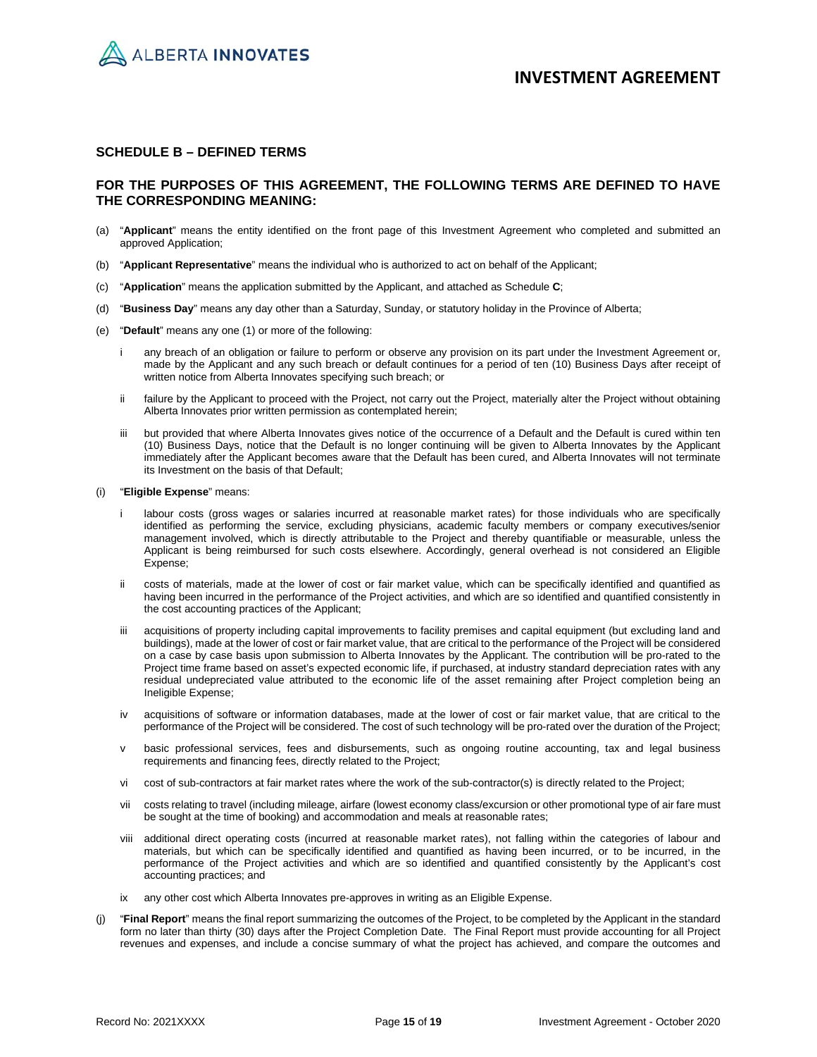## SCHEDULE B – DEFINED TERMS

## FOR THE PURPOSES OF THIS AGREEMENT, THE FOLLOWING TERMS ARE DEFINED TO HAVE THE CORRESPONDING MEANING:

(a) "**Applicant**" means the entity identified on the front page of this Investment Agreement who completed and submitted an approved Application;

(b) "**Applicant Representative**" means the individual who is authorized to act on behalf of the Applicant;

(c) "**Application**" means the application submitted by the Applicant, and attached as Schedule **C**;

(d) "**Business Day**" means any day other than a Saturday, Sunday, or statutory holiday in the Province of Alberta;

(e) "**Default**" means any one (1) or more of the following:

i any breach of an obligation or failure to perform or observe any provision on its part under the Investment Agreement or, made by the Applicant and any such breach or default continues for a period of ten (10) Business Days after receipt of written notice from Alberta Innovates specifying such breach; or

ii failure by the Applicant to proceed with the Project, not carry out the Project, materially alter the Project without obtaining Alberta Innovates prior written permission as contemplated herein;

iii but provided that where Alberta Innovates gives notice of the occurrence of a Default and the Default is cured within ten (10) Business Days, notice that the Default is no longer continuing will be given to Alberta Innovates by the Applicant immediately after the Applicant becomes aware that the Default has been cured, and Alberta Innovates will not terminate its Investment on the basis of that Default;

(i) "**Eligible Expense**" means:

i labour costs (gross wages or salaries incurred at reasonable market rates) for those individuals who are specifically identified as performing the service, excluding physicians, academic faculty members or company executives/senior management involved, which is directly attributable to the Project and thereby quantifiable or measurable, unless the Applicant is being reimbursed for such costs elsewhere. Accordingly, general overhead is not considered an Eligible Expense;

ii costs of materials, made at the lower of cost or fair market value, which can be specifically identified and quantified as having been incurred in the performance of the Project activities, and which are so identified and quantified consistently in the cost accounting practices of the Applicant;

iii acquisitions of property including capital improvements to facility premises and capital equipment (but excluding land and buildings), made at the lower of cost or fair market value, that are critical to the performance of the Project will be considered on a case by case basis upon submission to Alberta Innovates by the Applicant. The contribution will be pro-rated to the Project time frame based on asset's expected economic life, if purchased, at industry standard depreciation rates with any residual undepreciated value attributed to the economic life of the asset remaining after Project completion being an Ineligible Expense;

iv acquisitions of software or information databases, made at the lower of cost or fair market value, that are critical to the performance of the Project will be considered. The cost of such technology will be pro-rated over the duration of the Project;

v basic professional services, fees and disbursements, such as ongoing routine accounting, tax and legal business requirements and financing fees, directly related to the Project;

vi cost of sub-contractors at fair market rates where the work of the sub-contractor(s) is directly related to the Project;

vii costs relating to travel (including mileage, airfare (lowest economy class/excursion or other promotional type of air fare must be sought at the time of booking) and accommodation and meals at reasonable rates;

viii additional direct operating costs (incurred at reasonable market rates), not falling within the categories of labour and materials, but which can be specifically identified and quantified as having been incurred, or to be incurred, in the performance of the Project activities and which are so identified and quantified consistently by the Applicant's cost accounting practices; and

ix any other cost which Alberta Innovates pre-approves in writing as an Eligible Expense.

(j) "**Final Report**" means the final report summarizing the outcomes of the Project, to be completed by the Applicant in the standard form no later than thirty (30) days after the Project Completion Date. The Final Report must provide accounting for all Project revenues and expenses, and include a concise summary of what the project has achieved, and compare the outcomes and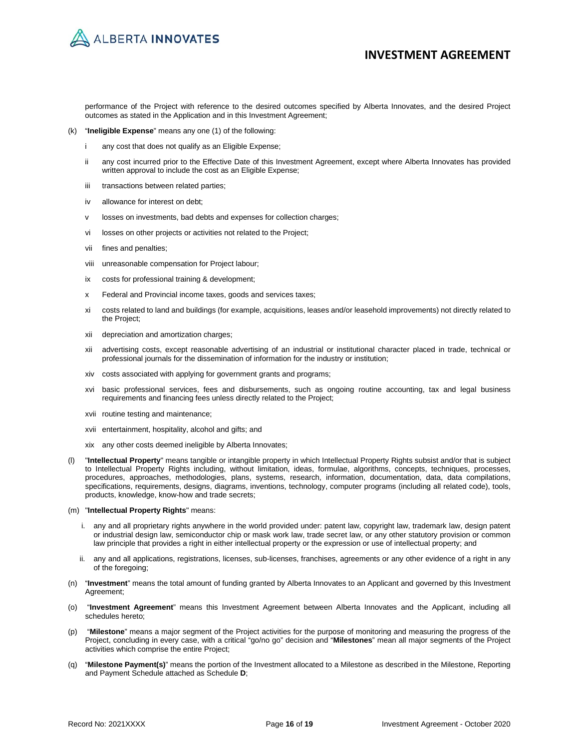performance of the Project with reference to the desired outcomes specified by Alberta Innovates, and the desired Project outcomes as stated in the Application and in this Investment Agreement;

(k) "**Ineligible Expense**" means any one (1) of the following:

i any cost that does not qualify as an Eligible Expense;

ii any cost incurred prior to the Effective Date of this Investment Agreement, except where Alberta Innovates has provided written approval to include the cost as an Eligible Expense;

iii transactions between related parties;

iv allowance for interest on debt;

v losses on investments, bad debts and expenses for collection charges;

vi losses on other projects or activities not related to the Project;

vii fines and penalties;

viii unreasonable compensation for Project labour;

ix costs for professional training & development;

x Federal and Provincial income taxes, goods and services taxes;

xi costs related to land and buildings (for example, acquisitions, leases and/or leasehold improvements) not directly related to the Project;

xii depreciation and amortization charges;

xii advertising costs, except reasonable advertising of an industrial or institutional character placed in trade, technical or professional journals for the dissemination of information for the industry or institution;

xiv costs associated with applying for government grants and programs;

xvi basic professional services, fees and disbursements, such as ongoing routine accounting, tax and legal business requirements and financing fees unless directly related to the Project;

xvii routine testing and maintenance;

xvii entertainment, hospitality, alcohol and gifts; and

xix any other costs deemed ineligible by Alberta Innovates;

(l) "**Intellectual Property**" means tangible or intangible property in which Intellectual Property Rights subsist and/or that is subject to Intellectual Property Rights including, without limitation, ideas, formulae, algorithms, concepts, techniques, processes, procedures, approaches, methodologies, plans, systems, research, information, documentation, data, data compilations, specifications, requirements, designs, diagrams, inventions, technology, computer programs (including all related code), tools, products, knowledge, know-how and trade secrets;

(m) "**Intellectual Property Rights**" means:

i. any and all proprietary rights anywhere in the world provided under: patent law, copyright law, trademark law, design patent or industrial design law, semiconductor chip or mask work law, trade secret law, or any other statutory provision or common law principle that provides a right in either intellectual property or the expression or use of intellectual property; and

ii. any and all applications, registrations, licenses, sub-licenses, franchises, agreements or any other evidence of a right in any of the foregoing;

(n) "**Investment**" means the total amount of funding granted by Alberta Innovates to an Applicant and governed by this Investment Agreement;

(o) "**Investment Agreement**" means this Investment Agreement between Alberta Innovates and the Applicant, including all schedules hereto;

(p) "**Milestone**" means a major segment of the Project activities for the purpose of monitoring and measuring the progress of the Project, concluding in every case, with a critical "go/no go" decision and "**Milestones**" mean all major segments of the Project activities which comprise the entire Project;

(q) "**Milestone Payment(s)**" means the portion of the Investment allocated to a Milestone as described in the Milestone, Reporting and Payment Schedule attached as Schedule **D**;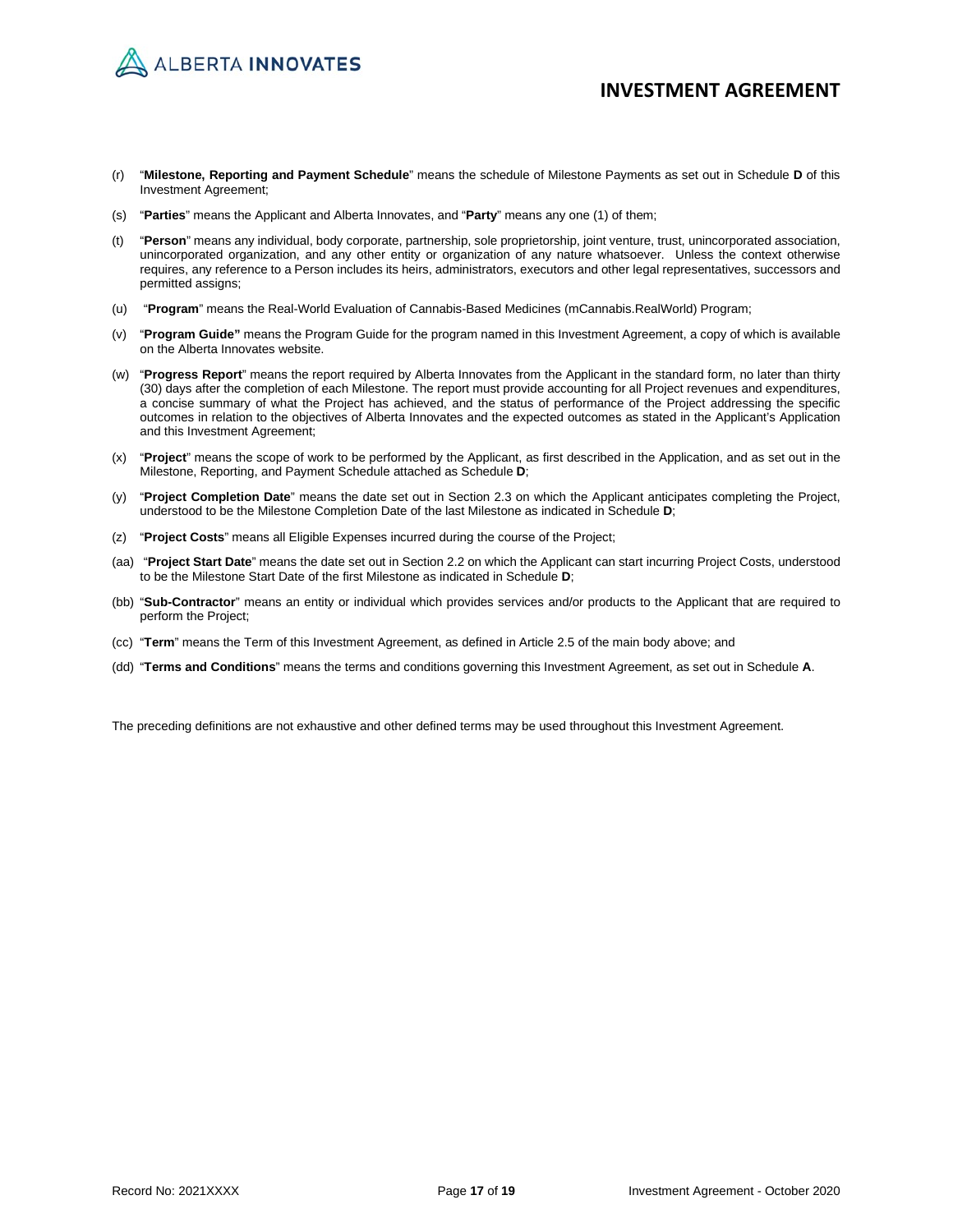(r) "**Milestone, Reporting and Payment Schedule**" means the schedule of Milestone Payments as set out in Schedule **D** of this Investment Agreement;

(s) "**Parties**" means the Applicant and Alberta Innovates, and "**Party**" means any one (1) of them;

(t) "**Person**" means any individual, body corporate, partnership, sole proprietorship, joint venture, trust, unincorporated association, unincorporated organization, and any other entity or organization of any nature whatsoever. Unless the context otherwise requires, any reference to a Person includes its heirs, administrators, executors and other legal representatives, successors and permitted assigns;

(u) "**Program**" means the Real-World Evaluation of Cannabis-Based Medicines (mCannabis.RealWorld) Program;

(v) "**Program Guide"** means the Program Guide for the program named in this Investment Agreement, a copy of which is available on the Alberta Innovates website.

(w) "**Progress Report**" means the report required by Alberta Innovates from the Applicant in the standard form, no later than thirty (30) days after the completion of each Milestone. The report must provide accounting for all Project revenues and expenditures, a concise summary of what the Project has achieved, and the status of performance of the Project addressing the specific outcomes in relation to the objectives of Alberta Innovates and the expected outcomes as stated in the Applicant's Application and this Investment Agreement;

(x) "**Project**" means the scope of work to be performed by the Applicant, as first described in the Application, and as set out in the Milestone, Reporting, and Payment Schedule attached as Schedule **D**;

(y) "**Project Completion Date**" means the date set out in Section 2.3 on which the Applicant anticipates completing the Project, understood to be the Milestone Completion Date of the last Milestone as indicated in Schedule **D**;

(z) "**Project Costs**" means all Eligible Expenses incurred during the course of the Project;

(aa) "**Project Start Date**" means the date set out in Section 2.2 on which the Applicant can start incurring Project Costs, understood to be the Milestone Start Date of the first Milestone as indicated in Schedule **D**;

(bb) "**Sub-Contractor**" means an entity or individual which provides services and/or products to the Applicant that are required to perform the Project;

(cc) "**Term**" means the Term of this Investment Agreement, as defined in Article 2.5 of the main body above; and

(dd) "**Terms and Conditions**" means the terms and conditions governing this Investment Agreement, as set out in Schedule **A**.

The preceding definitions are not exhaustive and other defined terms may be used throughout this Investment Agreement.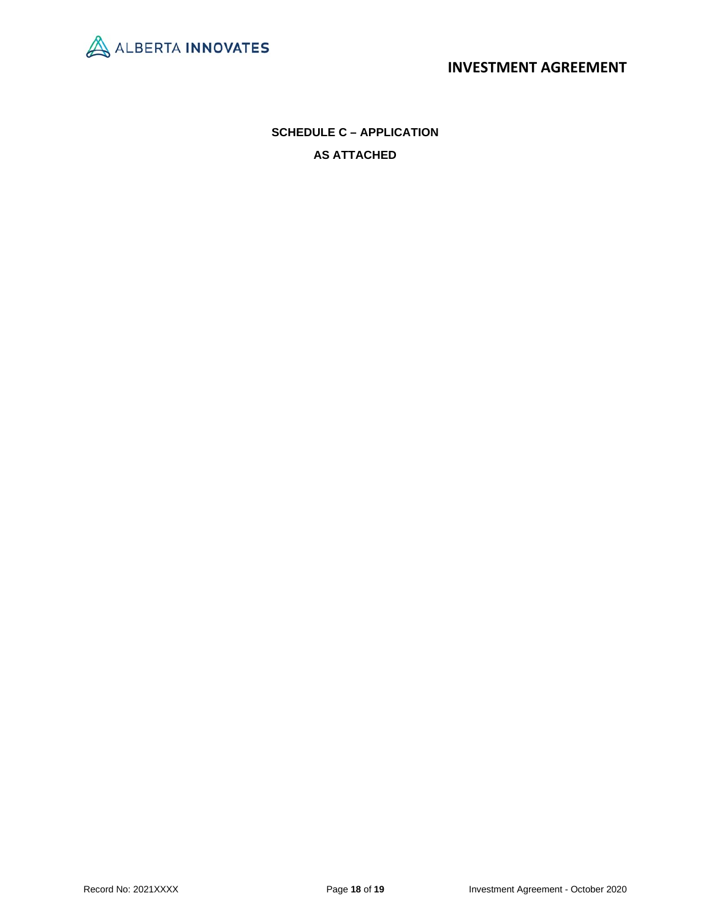## SCHEDULE C – APPLICATION

**AS ATTACHED**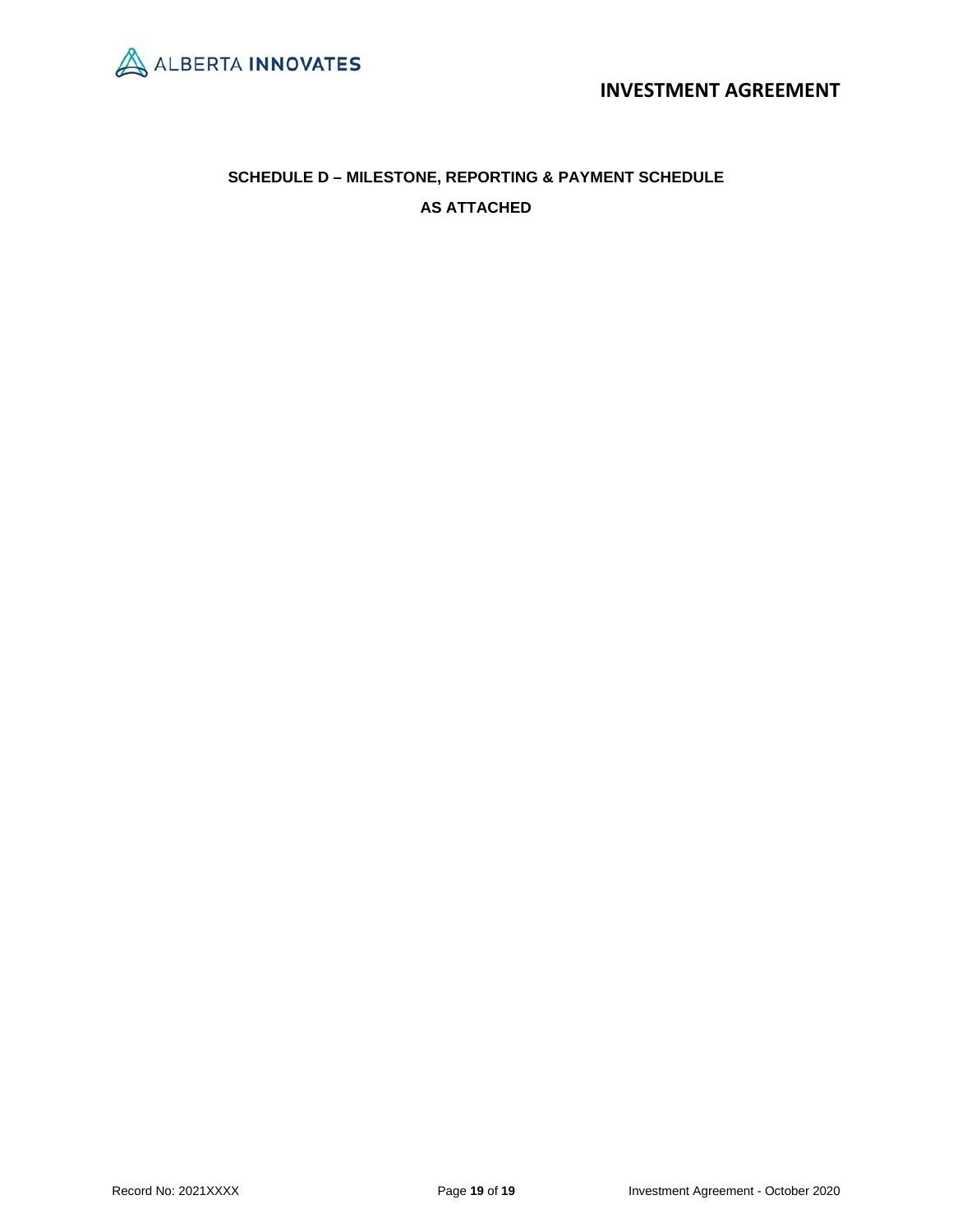## SCHEDULE D – MILESTONE, REPORTING & PAYMENT SCHEDULE

**AS ATTACHED**